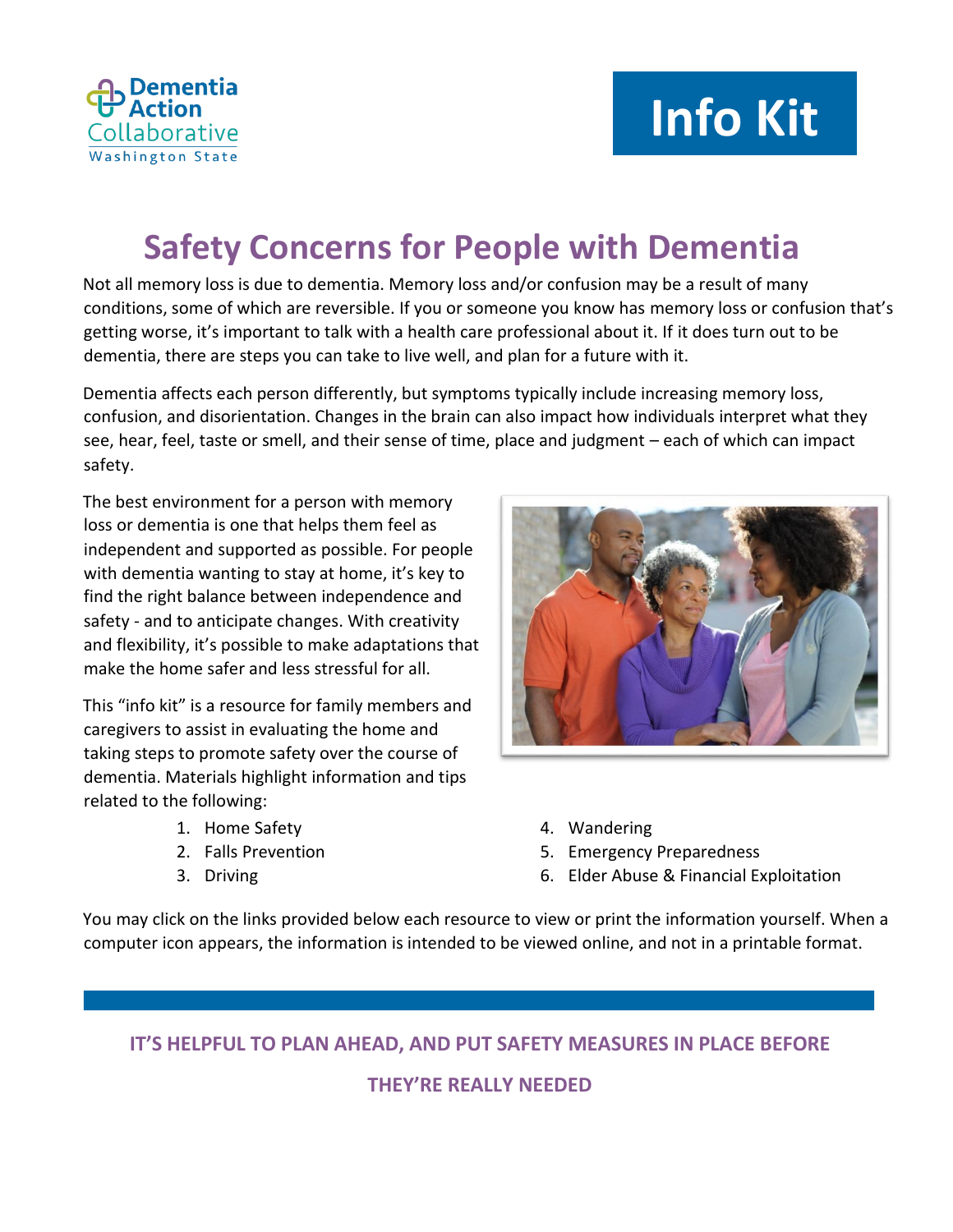Dementia Action Collaborative
Washington State

**Info Kit**

# Safety Concerns for People with Dementia

Not all memory loss is due to dementia. Memory loss and/or confusion may be a result of many conditions, some of which are reversible. If you or someone you know has memory loss or confusion that's getting worse, it's important to talk with a health care professional about it. If it does turn out to be dementia, there are steps you can take to live well, and plan for a future with it.

Dementia affects each person differently, but symptoms typically include increasing memory loss, confusion, and disorientation. Changes in the brain can also impact how individuals interpret what they see, hear, feel, taste or smell, and their sense of time, place and judgment – each of which can impact safety.

The best environment for a person with memory loss or dementia is one that helps them feel as independent and supported as possible. For people with dementia wanting to stay at home, it's key to find the right balance between independence and safety - and to anticipate changes. With creativity and flexibility, it's possible to make adaptations that make the home safer and less stressful for all.

This "info kit" is a resource for family members and caregivers to assist in evaluating the home and taking steps to promote safety over the course of dementia. Materials highlight information and tips related to the following:

1. Home Safety
2. Falls Prevention
3. Driving
4. Wandering
5. Emergency Preparedness
6. Elder Abuse & Financial Exploitation

You may click on the links provided below each resource to view or print the information yourself. When a computer icon appears, the information is intended to be viewed online, and not in a printable format.

**IT'S HELPFUL TO PLAN AHEAD, AND PUT SAFETY MEASURES IN PLACE BEFORE THEY'RE REALLY NEEDED**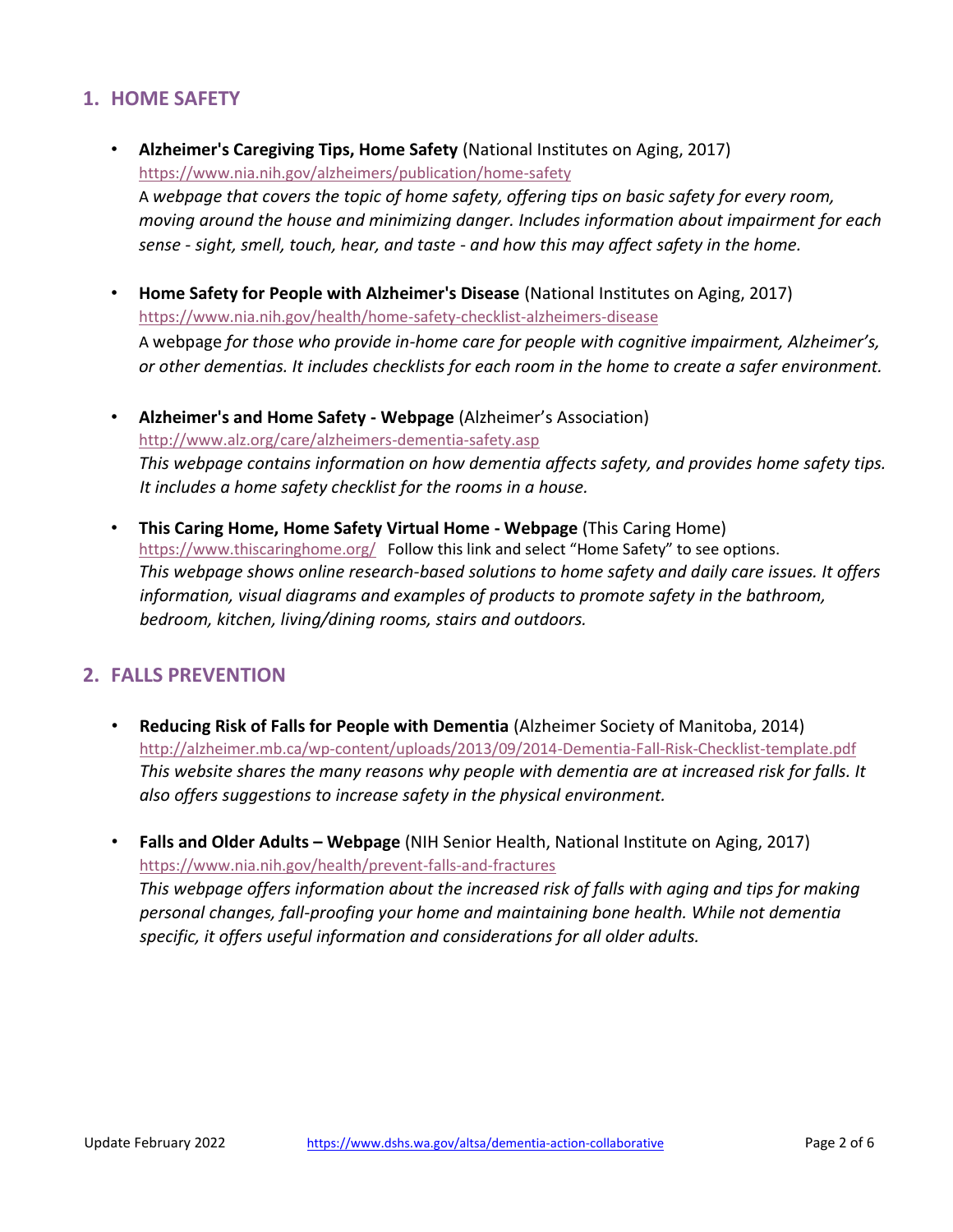## 1. HOME SAFETY

- **Alzheimer's Caregiving Tips, Home Safety** (National Institutes on Aging, 2017)
  https://www.nia.nih.gov/alzheimers/publication/home-safety
  A *webpage that covers the topic of home safety, offering tips on basic safety for every room, moving around the house and minimizing danger. Includes information about impairment for each sense - sight, smell, touch, hear, and taste - and how this may affect safety in the home.*

- **Home Safety for People with Alzheimer's Disease** (National Institutes on Aging, 2017)
  https://www.nia.nih.gov/health/home-safety-checklist-alzheimers-disease
  A webpage *for those who provide in-home care for people with cognitive impairment, Alzheimer's, or other dementias. It includes checklists for each room in the home to create a safer environment.*

- **Alzheimer's and Home Safety - Webpage** (Alzheimer's Association)
  http://www.alz.org/care/alzheimers-dementia-safety.asp
  *This webpage contains information on how dementia affects safety, and provides home safety tips. It includes a home safety checklist for the rooms in a house.*

- **This Caring Home, Home Safety Virtual Home - Webpage** (This Caring Home)
  https://www.thiscaringhome.org/ Follow this link and select "Home Safety" to see options.
  *This webpage shows online research-based solutions to home safety and daily care issues. It offers information, visual diagrams and examples of products to promote safety in the bathroom, bedroom, kitchen, living/dining rooms, stairs and outdoors.*

## 2. FALLS PREVENTION

- **Reducing Risk of Falls for People with Dementia** (Alzheimer Society of Manitoba, 2014)
  http://alzheimer.mb.ca/wp-content/uploads/2013/09/2014-Dementia-Fall-Risk-Checklist-template.pdf
  *This website shares the many reasons why people with dementia are at increased risk for falls. It also offers suggestions to increase safety in the physical environment.*

- **Falls and Older Adults – Webpage** (NIH Senior Health, National Institute on Aging, 2017)
  https://www.nia.nih.gov/health/prevent-falls-and-fractures
  *This webpage offers information about the increased risk of falls with aging and tips for making personal changes, fall-proofing your home and maintaining bone health. While not dementia specific, it offers useful information and considerations for all older adults.*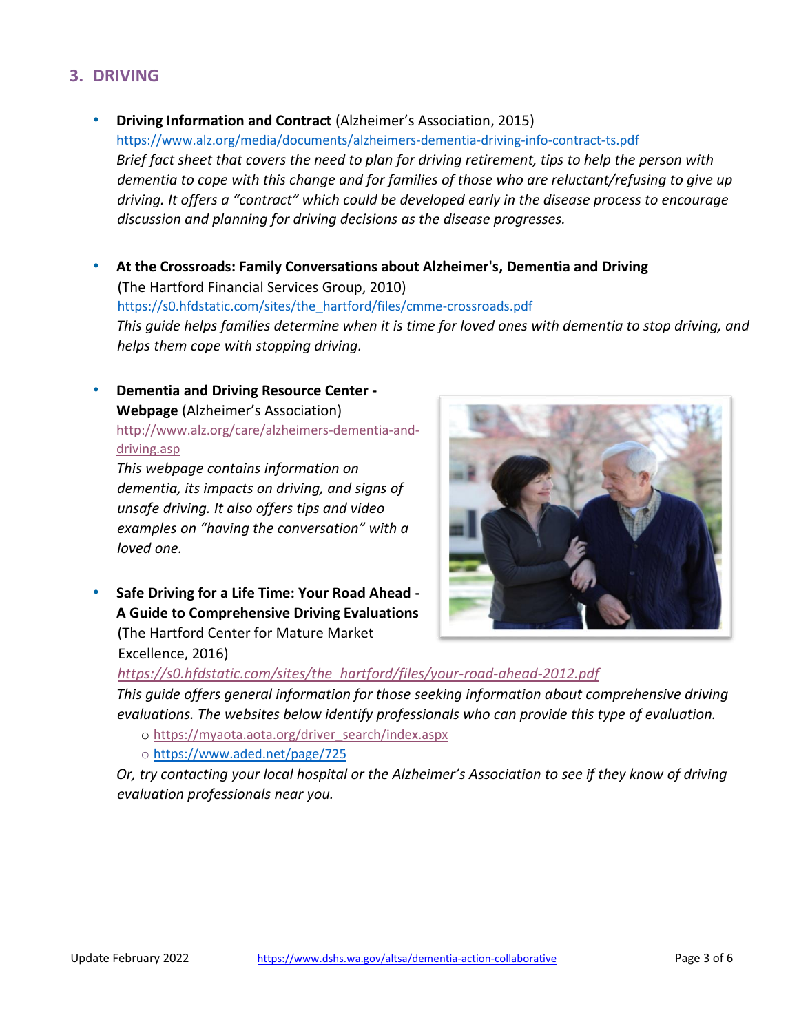## 3. DRIVING

- **Driving Information and Contract** (Alzheimer's Association, 2015)
  https://www.alz.org/media/documents/alzheimers-dementia-driving-info-contract-ts.pdf
  *Brief fact sheet that covers the need to plan for driving retirement, tips to help the person with dementia to cope with this change and for families of those who are reluctant/refusing to give up driving. It offers a "contract" which could be developed early in the disease process to encourage discussion and planning for driving decisions as the disease progresses.*

- **At the Crossroads: Family Conversations about Alzheimer's, Dementia and Driving** (The Hartford Financial Services Group, 2010)
  https://s0.hfdstatic.com/sites/the_hartford/files/cmme-crossroads.pdf
  *This guide helps families determine when it is time for loved ones with dementia to stop driving, and helps them cope with stopping driving.*

- **Dementia and Driving Resource Center - Webpage** (Alzheimer's Association)
  http://www.alz.org/care/alzheimers-dementia-and-driving.asp
  *This webpage contains information on dementia, its impacts on driving, and signs of unsafe driving. It also offers tips and video examples on "having the conversation" with a loved one.*

- **Safe Driving for a Life Time: Your Road Ahead - A Guide to Comprehensive Driving Evaluations** (The Hartford Center for Mature Market Excellence, 2016)
  *https://s0.hfdstatic.com/sites/the_hartford/files/your-road-ahead-2012.pdf*
  *This guide offers general information for those seeking information about comprehensive driving evaluations. The websites below identify professionals who can provide this type of evaluation.*
  - https://myaota.aota.org/driver_search/index.aspx
  - https://www.aded.net/page/725

  *Or, try contacting your local hospital or the Alzheimer's Association to see if they know of driving evaluation professionals near you.*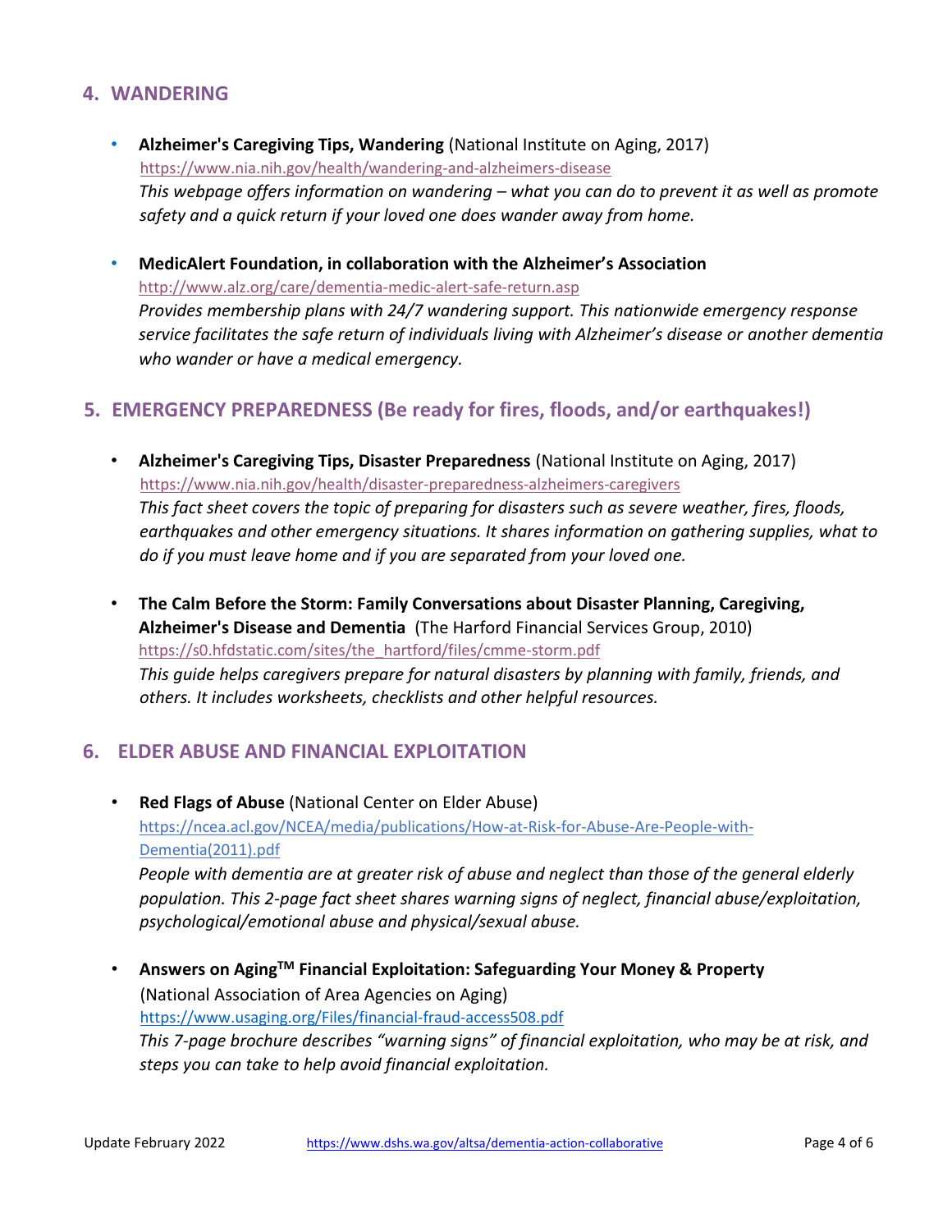## 4. WANDERING

- **Alzheimer's Caregiving Tips, Wandering** (National Institute on Aging, 2017)
  https://www.nia.nih.gov/health/wandering-and-alzheimers-disease
  *This webpage offers information on wandering – what you can do to prevent it as well as promote safety and a quick return if your loved one does wander away from home.*

- **MedicAlert Foundation, in collaboration with the Alzheimer's Association**
  http://www.alz.org/care/dementia-medic-alert-safe-return.asp
  *Provides membership plans with 24/7 wandering support. This nationwide emergency response service facilitates the safe return of individuals living with Alzheimer's disease or another dementia who wander or have a medical emergency.*

## 5. EMERGENCY PREPAREDNESS (Be ready for fires, floods, and/or earthquakes!)

- **Alzheimer's Caregiving Tips, Disaster Preparedness** (National Institute on Aging, 2017)
  https://www.nia.nih.gov/health/disaster-preparedness-alzheimers-caregivers
  *This fact sheet covers the topic of preparing for disasters such as severe weather, fires, floods, earthquakes and other emergency situations. It shares information on gathering supplies, what to do if you must leave home and if you are separated from your loved one.*

- **The Calm Before the Storm: Family Conversations about Disaster Planning, Caregiving, Alzheimer's Disease and Dementia** (The Harford Financial Services Group, 2010)
  https://s0.hfdstatic.com/sites/the_hartford/files/cmme-storm.pdf
  *This guide helps caregivers prepare for natural disasters by planning with family, friends, and others. It includes worksheets, checklists and other helpful resources.*

## 6. ELDER ABUSE AND FINANCIAL EXPLOITATION

- **Red Flags of Abuse** (National Center on Elder Abuse)
  https://ncea.acl.gov/NCEA/media/publications/How-at-Risk-for-Abuse-Are-People-with-Dementia(2011).pdf
  *People with dementia are at greater risk of abuse and neglect than those of the general elderly population. This 2-page fact sheet shares warning signs of neglect, financial abuse/exploitation, psychological/emotional abuse and physical/sexual abuse.*

- **Answers on Aging™ Financial Exploitation: Safeguarding Your Money & Property** (National Association of Area Agencies on Aging)
  https://www.usaging.org/Files/financial-fraud-access508.pdf
  *This 7-page brochure describes "warning signs" of financial exploitation, who may be at risk, and steps you can take to help avoid financial exploitation.*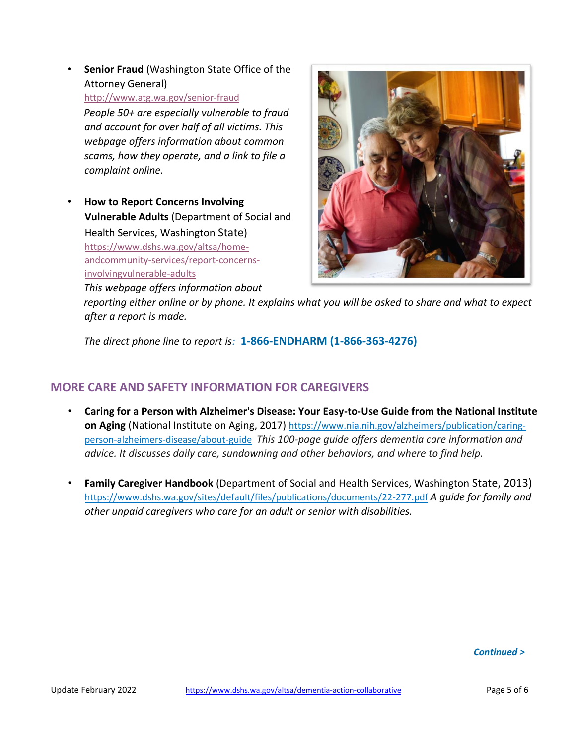- **Senior Fraud** (Washington State Office of the Attorney General) http://www.atg.wa.gov/senior-fraud *People 50+ are especially vulnerable to fraud and account for over half of all victims. This webpage offers information about common scams, how they operate, and a link to file a complaint online.*

- **How to Report Concerns Involving Vulnerable Adults** (Department of Social and Health Services, Washington State) https://www.dshs.wa.gov/altsa/home-andcommunity-services/report-concerns-involvingvulnerable-adults *This webpage offers information about reporting either online or by phone. It explains what you will be asked to share and what to expect after a report is made.*

  *The direct phone line to report is:* **1-866-ENDHARM (1-866-363-4276)**

## MORE CARE AND SAFETY INFORMATION FOR CAREGIVERS

- **Caring for a Person with Alzheimer's Disease: Your Easy-to-Use Guide from the National Institute on Aging** (National Institute on Aging, 2017) https://www.nia.nih.gov/alzheimers/publication/caring-person-alzheimers-disease/about-guide *This 100-page guide offers dementia care information and advice. It discusses daily care, sundowning and other behaviors, and where to find help.*

- **Family Caregiver Handbook** (Department of Social and Health Services, Washington State, 2013) https://www.dshs.wa.gov/sites/default/files/publications/documents/22-277.pdf *A guide for family and other unpaid caregivers who care for an adult or senior with disabilities.*

*Continued >*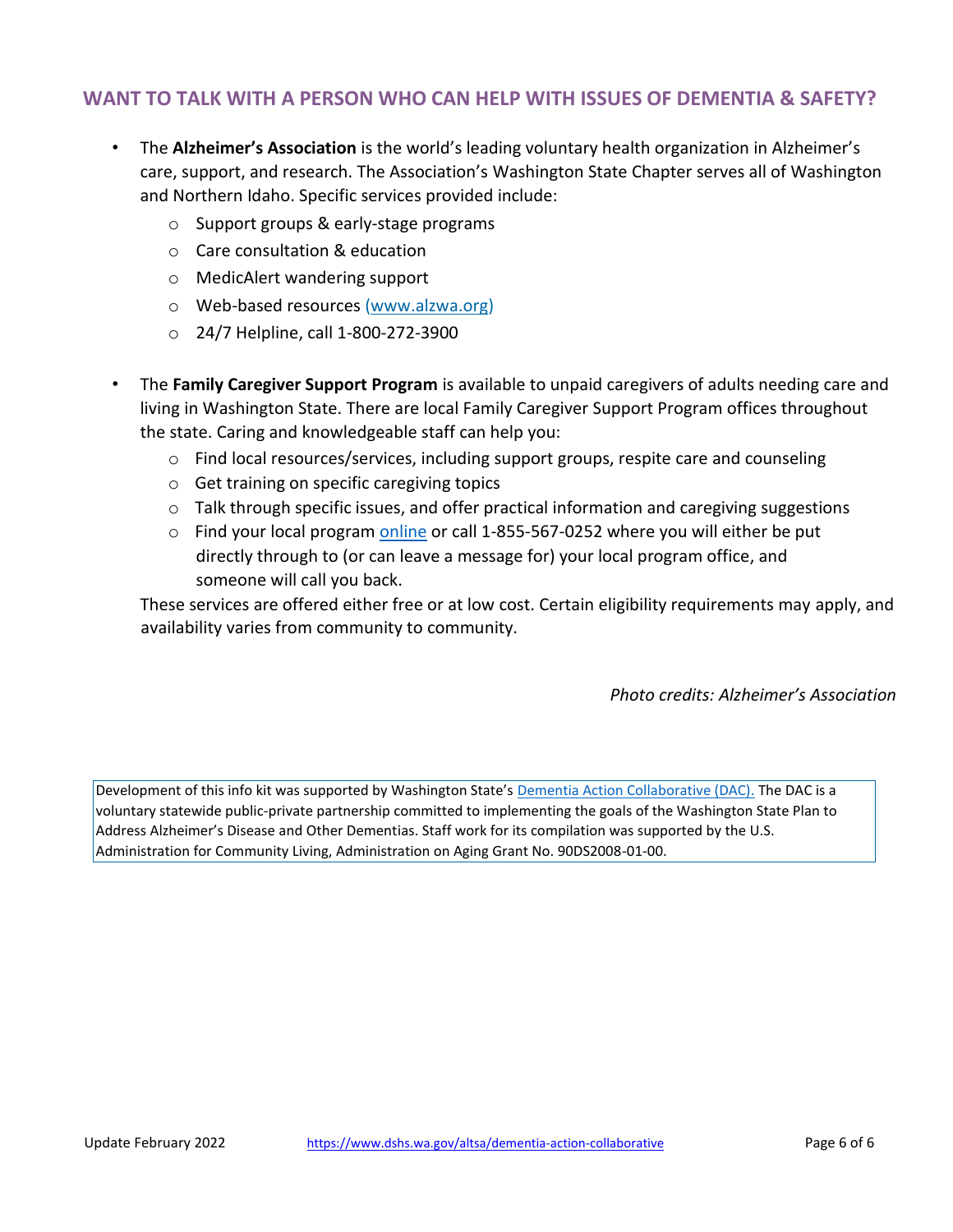## WANT TO TALK WITH A PERSON WHO CAN HELP WITH ISSUES OF DEMENTIA & SAFETY?

- The **Alzheimer's Association** is the world's leading voluntary health organization in Alzheimer's care, support, and research. The Association's Washington State Chapter serves all of Washington and Northern Idaho. Specific services provided include:
  - Support groups & early-stage programs
  - Care consultation & education
  - MedicAlert wandering support
  - Web-based resources (www.alzwa.org)
  - 24/7 Helpline, call 1-800-272-3900

- The **Family Caregiver Support Program** is available to unpaid caregivers of adults needing care and living in Washington State. There are local Family Caregiver Support Program offices throughout the state. Caring and knowledgeable staff can help you:
  - Find local resources/services, including support groups, respite care and counseling
  - Get training on specific caregiving topics
  - Talk through specific issues, and offer practical information and caregiving suggestions
  - Find your local program online or call 1-855-567-0252 where you will either be put directly through to (or can leave a message for) your local program office, and someone will call you back.

  These services are offered either free or at low cost. Certain eligibility requirements may apply, and availability varies from community to community.

*Photo credits: Alzheimer's Association*

Development of this info kit was supported by Washington State's Dementia Action Collaborative (DAC). The DAC is a voluntary statewide public-private partnership committed to implementing the goals of the Washington State Plan to Address Alzheimer's Disease and Other Dementias. Staff work for its compilation was supported by the U.S. Administration for Community Living, Administration on Aging Grant No. 90DS2008-01-00.

Update February 2022 https://www.dshs.wa.gov/altsa/dementia-action-collaborative